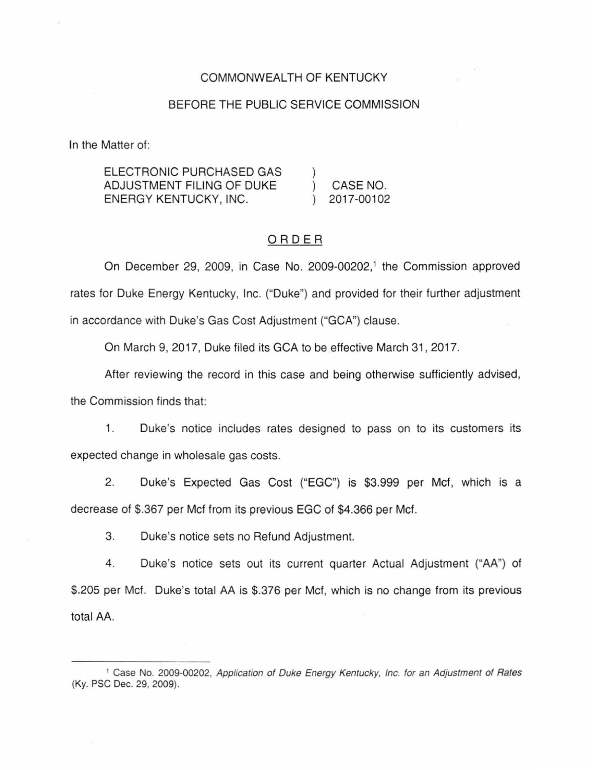COMMONWEALTH OF KENTUCKY

BEFORE THE PUBLIC SERVICE COMMISSION

In the Matter of:

ELECTRONIC PURCHASED GAS ADJUSTMENT FILING OF DUKE ENERGY KENTUCKY, INC. ) CASE NO. 2017-00102

## ORDER

On December 29, 2009, in Case No. 2009-00202,[1] the Commission approved rates for Duke Energy Kentucky, Inc. ("Duke") and provided for their further adjustment in accordance with Duke's Gas Cost Adjustment ("GCA") clause.

On March 9, 2017, Duke filed its GCA to be effective March 31, 2017.

After reviewing the record in this case and being otherwise sufficiently advised, the Commission finds that:

1. Duke's notice includes rates designed to pass on to its customers its expected change in wholesale gas costs.

2. Duke's Expected Gas Cost ("EGC") is $3.999 per Mcf, which is a decrease of $.367 per Mcf from its previous EGC of $4.366 per Mcf.

3. Duke's notice sets no Refund Adjustment.

4. Duke's notice sets out its current quarter Actual Adjustment ("AA") of $.205 per Mcf. Duke's total AA is $.376 per Mcf, which is no change from its previous total AA.

---

[1] Case No. 2009-00202, *Application of Duke Energy Kentucky, Inc. for an Adjustment of Rates* (Ky. PSC Dec. 29, 2009).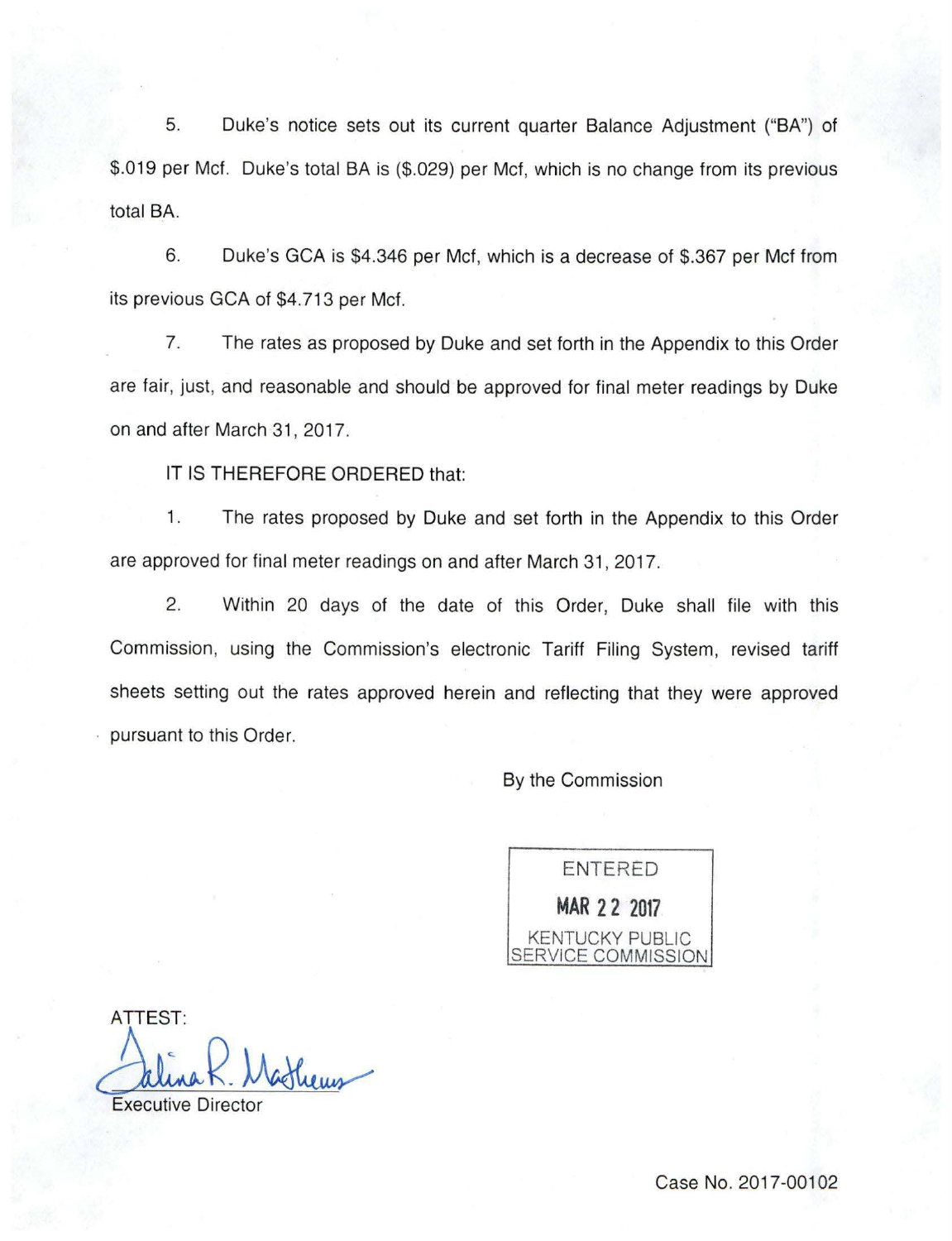5. Duke's notice sets out its current quarter Balance Adjustment ("BA") of $.019 per Mcf. Duke's total BA is ($.029) per Mcf, which is no change from its previous total BA.

6. Duke's GCA is $4.346 per Mcf, which is a decrease of $.367 per Mcf from its previous GCA of $4.713 per Mcf.

7. The rates as proposed by Duke and set forth in the Appendix to this Order are fair, just, and reasonable and should be approved for final meter readings by Duke on and after March 31, 2017.

IT IS THEREFORE ORDERED that:

1. The rates proposed by Duke and set forth in the Appendix to this Order are approved for final meter readings on and after March 31, 2017.

2. Within 20 days of the date of this Order, Duke shall file with this Commission, using the Commission's electronic Tariff Filing System, revised tariff sheets setting out the rates approved herein and reflecting that they were approved pursuant to this Order.

By the Commission

ENTERED
MAR 22 2017
KENTUCKY PUBLIC SERVICE COMMISSION

ATTEST:

Talina R. Mathews

Executive Director

Case No. 2017-00102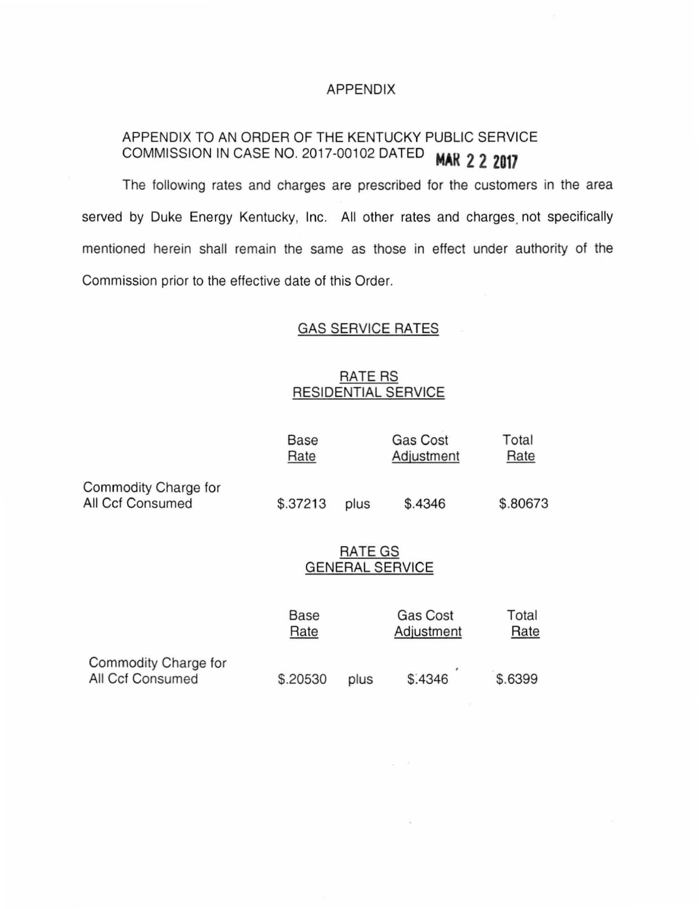# APPENDIX

APPENDIX TO AN ORDER OF THE KENTUCKY PUBLIC SERVICE COMMISSION IN CASE NO. 2017-00102 DATED **MAR 22 2017**

The following rates and charges are prescribed for the customers in the area served by Duke Energy Kentucky, Inc. All other rates and charges not specifically mentioned herein shall remain the same as those in effect under authority of the Commission prior to the effective date of this Order.

## GAS SERVICE RATES

### RATE RS
### RESIDENTIAL SERVICE

| | Base Rate | | Gas Cost Adjustment | Total Rate |
|---|---|---|---|---|
| Commodity Charge for All Ccf Consumed | $.37213 | plus | $.4346 | $.80673 |

### RATE GS
### GENERAL SERVICE

| | Base Rate | | Gas Cost Adjustment | Total Rate |
|---|---|---|---|---|
| Commodity Charge for All Ccf Consumed | $.20530 | plus | $.4346 | $.6399 |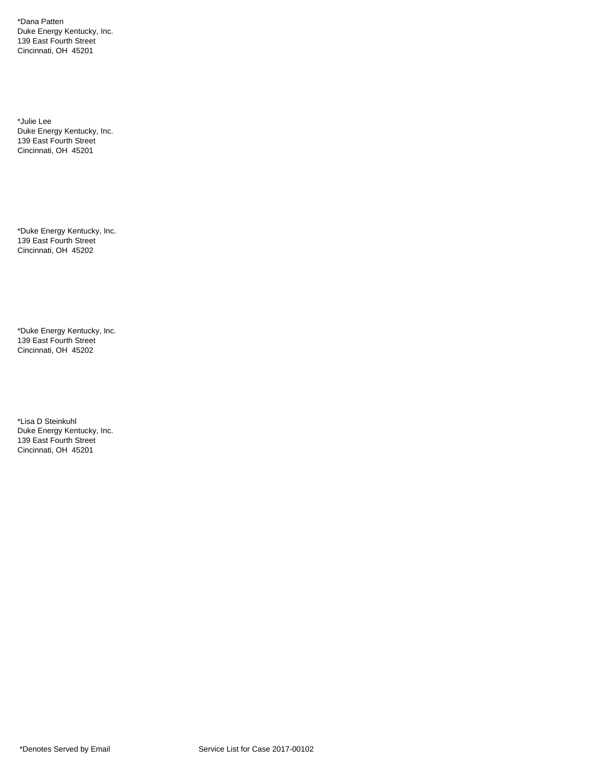*Dana Patten
Duke Energy Kentucky, Inc.
139 East Fourth Street
Cincinnati, OH  45201

*Julie Lee
Duke Energy Kentucky, Inc.
139 East Fourth Street
Cincinnati, OH  45201

*Duke Energy Kentucky, Inc.
139 East Fourth Street
Cincinnati, OH  45202

*Duke Energy Kentucky, Inc.
139 East Fourth Street
Cincinnati, OH  45202

*Lisa D Steinkuhl
Duke Energy Kentucky, Inc.
139 East Fourth Street
Cincinnati, OH  45201

*Denotes Served by Email

Service List for Case 2017-00102